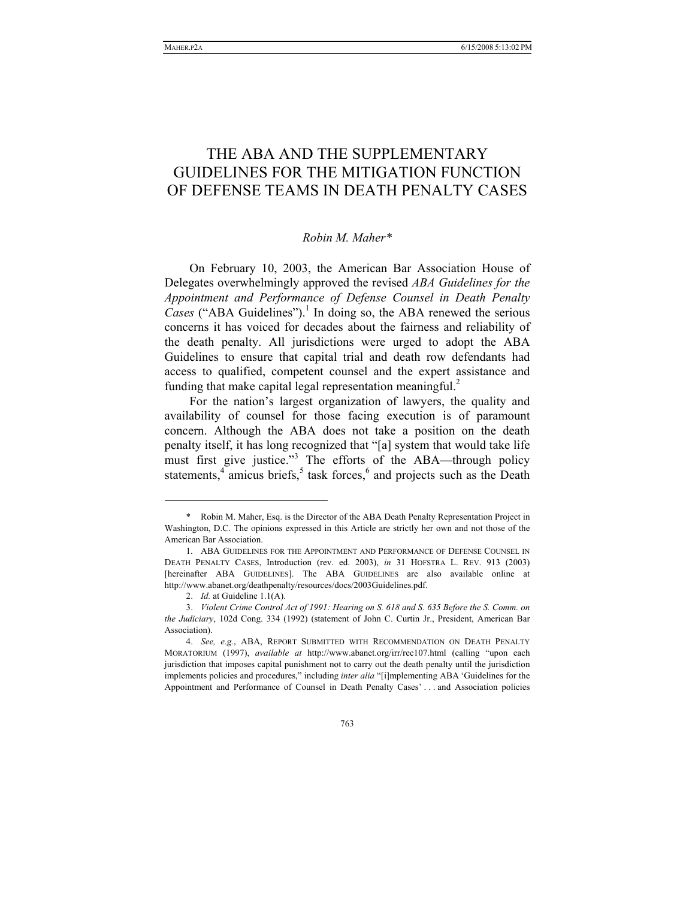# THE ABA AND THE SUPPLEMENTARY GUIDELINES FOR THE MITIGATION FUNCTION OF DEFENSE TEAMS IN DEATH PENALTY CASES

*Robin M. Maher\**

On February 10, 2003, the American Bar Association House of Delegates overwhelmingly approved the revised *ABA Guidelines for the Appointment and Performance of Defense Counsel in Death Penalty Cases* ("ABA Guidelines").[1] In doing so, the ABA renewed the serious concerns it has voiced for decades about the fairness and reliability of the death penalty. All jurisdictions were urged to adopt the ABA Guidelines to ensure that capital trial and death row defendants had access to qualified, competent counsel and the expert assistance and funding that make capital legal representation meaningful.[2]

For the nation's largest organization of lawyers, the quality and availability of counsel for those facing execution is of paramount concern. Although the ABA does not take a position on the death penalty itself, it has long recognized that "[a] system that would take life must first give justice."[3] The efforts of the ABA—through policy statements,[4] amicus briefs,[5] task forces,[6] and projects such as the Death

---

\* Robin M. Maher, Esq. is the Director of the ABA Death Penalty Representation Project in Washington, D.C. The opinions expressed in this Article are strictly her own and not those of the American Bar Association.

1. ABA GUIDELINES FOR THE APPOINTMENT AND PERFORMANCE OF DEFENSE COUNSEL IN DEATH PENALTY CASES, Introduction (rev. ed. 2003), *in* 31 HOFSTRA L. REV. 913 (2003) [hereinafter ABA GUIDELINES]. The ABA GUIDELINES are also available online at http://www.abanet.org/deathpenalty/resources/docs/2003Guidelines.pdf.

2. *Id.* at Guideline 1.1(A).

3. *Violent Crime Control Act of 1991: Hearing on S. 618 and S. 635 Before the S. Comm. on the Judiciary*, 102d Cong. 334 (1992) (statement of John C. Curtin Jr., President, American Bar Association).

4. *See, e.g.*, ABA, REPORT SUBMITTED WITH RECOMMENDATION ON DEATH PENALTY MORATORIUM (1997), *available at* http://www.abanet.org/irr/rec107.html (calling "upon each jurisdiction that imposes capital punishment not to carry out the death penalty until the jurisdiction implements policies and procedures," including *inter alia* "[i]mplementing ABA 'Guidelines for the Appointment and Performance of Counsel in Death Penalty Cases' . . . and Association policies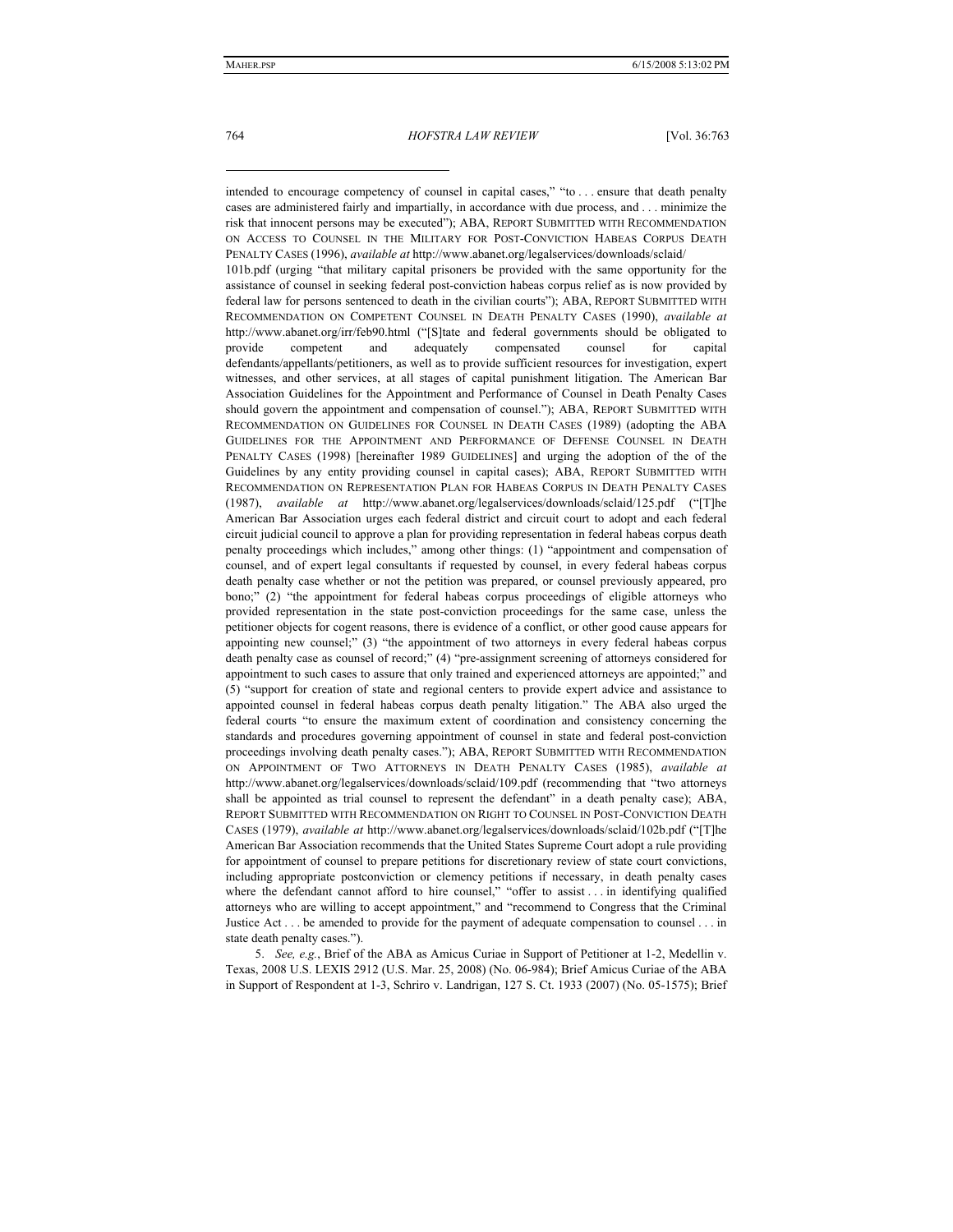intended to encourage competency of counsel in capital cases," "to . . . ensure that death penalty cases are administered fairly and impartially, in accordance with due process, and . . . minimize the risk that innocent persons may be executed"); ABA, REPORT SUBMITTED WITH RECOMMENDATION ON ACCESS TO COUNSEL IN THE MILITARY FOR POST-CONVICTION HABEAS CORPUS DEATH PENALTY CASES (1996), *available at* http://www.abanet.org/legalservices/downloads/sclaid/101b.pdf (urging "that military capital prisoners be provided with the same opportunity for the assistance of counsel in seeking federal post-conviction habeas corpus relief as is now provided by federal law for persons sentenced to death in the civilian courts"); ABA, REPORT SUBMITTED WITH RECOMMENDATION ON COMPETENT COUNSEL IN DEATH PENALTY CASES (1990), *available at* http://www.abanet.org/irr/feb90.html ("[S]tate and federal governments should be obligated to provide competent and adequately compensated counsel for capital defendants/appellants/petitioners, as well as to provide sufficient resources for investigation, expert witnesses, and other services, at all stages of capital punishment litigation. The American Bar Association Guidelines for the Appointment and Performance of Counsel in Death Penalty Cases should govern the appointment and compensation of counsel."); ABA, REPORT SUBMITTED WITH RECOMMENDATION ON GUIDELINES FOR COUNSEL IN DEATH CASES (1989) (adopting the ABA GUIDELINES FOR THE APPOINTMENT AND PERFORMANCE OF DEFENSE COUNSEL IN DEATH PENALTY CASES (1998) [hereinafter 1989 GUIDELINES] and urging the adoption of the of the Guidelines by any entity providing counsel in capital cases); ABA, REPORT SUBMITTED WITH RECOMMENDATION ON REPRESENTATION PLAN FOR HABEAS CORPUS IN DEATH PENALTY CASES (1987), *available at* http://www.abanet.org/legalservices/downloads/sclaid/125.pdf ("[T]he American Bar Association urges each federal district and circuit court to adopt and each federal circuit judicial council to approve a plan for providing representation in federal habeas corpus death penalty proceedings which includes," among other things: (1) "appointment and compensation of counsel, and of expert legal consultants if requested by counsel, in every federal habeas corpus death penalty case whether or not the petition was prepared, or counsel previously appeared, pro bono;" (2) "the appointment for federal habeas corpus proceedings of eligible attorneys who provided representation in the state post-conviction proceedings for the same case, unless the petitioner objects for cogent reasons, there is evidence of a conflict, or other good cause appears for appointing new counsel;" (3) "the appointment of two attorneys in every federal habeas corpus death penalty case as counsel of record;" (4) "pre-assignment screening of attorneys considered for appointment to such cases to assure that only trained and experienced attorneys are appointed;" and (5) "support for creation of state and regional centers to provide expert advice and assistance to appointed counsel in federal habeas corpus death penalty litigation." The ABA also urged the federal courts "to ensure the maximum extent of coordination and consistency concerning the standards and procedures governing appointment of counsel in state and federal post-conviction proceedings involving death penalty cases."); ABA, REPORT SUBMITTED WITH RECOMMENDATION ON APPOINTMENT OF TWO ATTORNEYS IN DEATH PENALTY CASES (1985), *available at* http://www.abanet.org/legalservices/downloads/sclaid/109.pdf (recommending that "two attorneys shall be appointed as trial counsel to represent the defendant" in a death penalty case); ABA, REPORT SUBMITTED WITH RECOMMENDATION ON RIGHT TO COUNSEL IN POST-CONVICTION DEATH CASES (1979), *available at* http://www.abanet.org/legalservices/downloads/sclaid/102b.pdf ("[T]he American Bar Association recommends that the United States Supreme Court adopt a rule providing for appointment of counsel to prepare petitions for discretionary review of state court convictions, including appropriate postconviction or clemency petitions if necessary, in death penalty cases where the defendant cannot afford to hire counsel," "offer to assist . . . in identifying qualified attorneys who are willing to accept appointment," and "recommend to Congress that the Criminal Justice Act . . . be amended to provide for the payment of adequate compensation to counsel . . . in state death penalty cases.").

5. *See, e.g.*, Brief of the ABA as Amicus Curiae in Support of Petitioner at 1-2, Medellin v. Texas, 2008 U.S. LEXIS 2912 (U.S. Mar. 25, 2008) (No. 06-984); Brief Amicus Curiae of the ABA in Support of Respondent at 1-3, Schriro v. Landrigan, 127 S. Ct. 1933 (2007) (No. 05-1575); Brief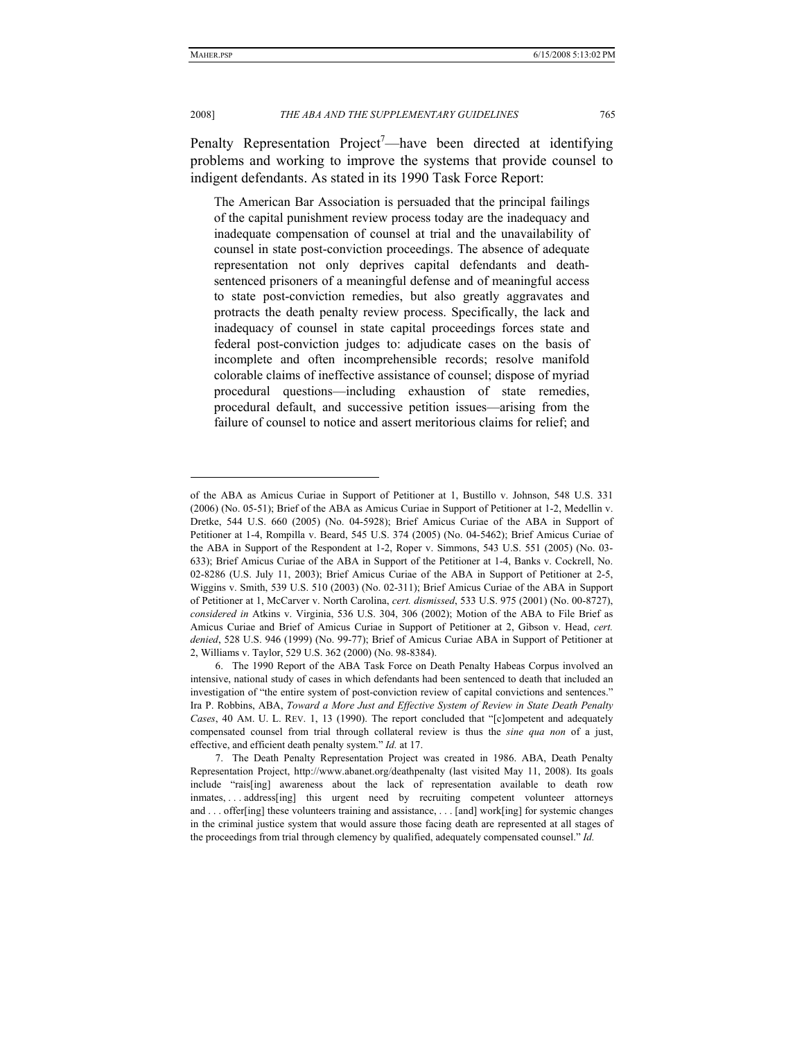Penalty Representation Project[7]—have been directed at identifying problems and working to improve the systems that provide counsel to indigent defendants. As stated in its 1990 Task Force Report:

> The American Bar Association is persuaded that the principal failings of the capital punishment review process today are the inadequacy and inadequate compensation of counsel at trial and the unavailability of counsel in state post-conviction proceedings. The absence of adequate representation not only deprives capital defendants and death-sentenced prisoners of a meaningful defense and of meaningful access to state post-conviction remedies, but also greatly aggravates and protracts the death penalty review process. Specifically, the lack and inadequacy of counsel in state capital proceedings forces state and federal post-conviction judges to: adjudicate cases on the basis of incomplete and often incomprehensible records; resolve manifold colorable claims of ineffective assistance of counsel; dispose of myriad procedural questions—including exhaustion of state remedies, procedural default, and successive petition issues—arising from the failure of counsel to notice and assert meritorious claims for relief; and

---

of the ABA as Amicus Curiae in Support of Petitioner at 1, Bustillo v. Johnson, 548 U.S. 331 (2006) (No. 05-51); Brief of the ABA as Amicus Curiae in Support of Petitioner at 1-2, Medellin v. Dretke, 544 U.S. 660 (2005) (No. 04-5928); Brief Amicus Curiae of the ABA in Support of Petitioner at 1-4, Rompilla v. Beard, 545 U.S. 374 (2005) (No. 04-5462); Brief Amicus Curiae of the ABA in Support of the Respondent at 1-2, Roper v. Simmons, 543 U.S. 551 (2005) (No. 03-633); Brief Amicus Curiae of the ABA in Support of the Petitioner at 1-4, Banks v. Cockrell, No. 02-8286 (U.S. July 11, 2003); Brief Amicus Curiae of the ABA in Support of Petitioner at 2-5, Wiggins v. Smith, 539 U.S. 510 (2003) (No. 02-311); Brief Amicus Curiae of the ABA in Support of Petitioner at 1, McCarver v. North Carolina, *cert. dismissed*, 533 U.S. 975 (2001) (No. 00-8727), *considered in* Atkins v. Virginia, 536 U.S. 304, 306 (2002); Motion of the ABA to File Brief as Amicus Curiae and Brief of Amicus Curiae in Support of Petitioner at 2, Gibson v. Head, *cert. denied*, 528 U.S. 946 (1999) (No. 99-77); Brief of Amicus Curiae ABA in Support of Petitioner at 2, Williams v. Taylor, 529 U.S. 362 (2000) (No. 98-8384).

6. The 1990 Report of the ABA Task Force on Death Penalty Habeas Corpus involved an intensive, national study of cases in which defendants had been sentenced to death that included an investigation of "the entire system of post-conviction review of capital convictions and sentences." Ira P. Robbins, ABA, *Toward a More Just and Effective System of Review in State Death Penalty Cases*, 40 AM. U. L. REV. 1, 13 (1990). The report concluded that "[c]ompetent and adequately compensated counsel from trial through collateral review is thus the *sine qua non* of a just, effective, and efficient death penalty system." *Id.* at 17.

7. The Death Penalty Representation Project was created in 1986. ABA, Death Penalty Representation Project, http://www.abanet.org/deathpenalty (last visited May 11, 2008). Its goals include "rais[ing] awareness about the lack of representation available to death row inmates, . . . address[ing] this urgent need by recruiting competent volunteer attorneys and . . . offer[ing] these volunteers training and assistance, . . . [and] work[ing] for systemic changes in the criminal justice system that would assure those facing death are represented at all stages of the proceedings from trial through clemency by qualified, adequately compensated counsel." *Id.*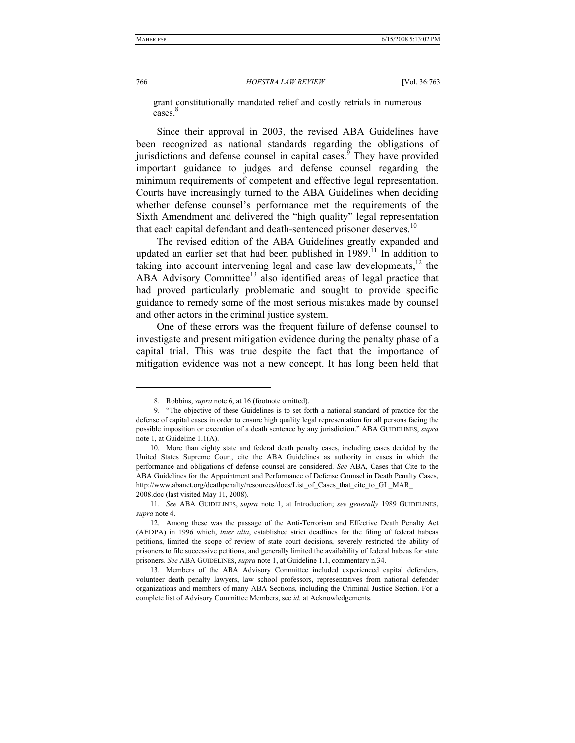grant constitutionally mandated relief and costly retrials in numerous cases.[8]

Since their approval in 2003, the revised ABA Guidelines have been recognized as national standards regarding the obligations of jurisdictions and defense counsel in capital cases.[9] They have provided important guidance to judges and defense counsel regarding the minimum requirements of competent and effective legal representation. Courts have increasingly turned to the ABA Guidelines when deciding whether defense counsel's performance met the requirements of the Sixth Amendment and delivered the "high quality" legal representation that each capital defendant and death-sentenced prisoner deserves.[10]

The revised edition of the ABA Guidelines greatly expanded and updated an earlier set that had been published in 1989.[11] In addition to taking into account intervening legal and case law developments,[12] the ABA Advisory Committee[13] also identified areas of legal practice that had proved particularly problematic and sought to provide specific guidance to remedy some of the most serious mistakes made by counsel and other actors in the criminal justice system.

One of these errors was the frequent failure of defense counsel to investigate and present mitigation evidence during the penalty phase of a capital trial. This was true despite the fact that the importance of mitigation evidence was not a new concept. It has long been held that

---

8. Robbins, *supra* note 6, at 16 (footnote omitted).

9. "The objective of these Guidelines is to set forth a national standard of practice for the defense of capital cases in order to ensure high quality legal representation for all persons facing the possible imposition or execution of a death sentence by any jurisdiction." ABA GUIDELINES, *supra* note 1, at Guideline 1.1(A).

10. More than eighty state and federal death penalty cases, including cases decided by the United States Supreme Court, cite the ABA Guidelines as authority in cases in which the performance and obligations of defense counsel are considered. *See* ABA, Cases that Cite to the ABA Guidelines for the Appointment and Performance of Defense Counsel in Death Penalty Cases, http://www.abanet.org/deathpenalty/resources/docs/List_of_Cases_that_cite_to_GL_MAR_2008.doc (last visited May 11, 2008).

11. *See* ABA GUIDELINES, *supra* note 1, at Introduction; *see generally* 1989 GUIDELINES, *supra* note 4.

12. Among these was the passage of the Anti-Terrorism and Effective Death Penalty Act (AEDPA) in 1996 which, *inter alia*, established strict deadlines for the filing of federal habeas petitions, limited the scope of review of state court decisions, severely restricted the ability of prisoners to file successive petitions, and generally limited the availability of federal habeas for state prisoners. *See* ABA GUIDELINES, *supra* note 1, at Guideline 1.1, commentary n.34.

13. Members of the ABA Advisory Committee included experienced capital defenders, volunteer death penalty lawyers, law school professors, representatives from national defender organizations and members of many ABA Sections, including the Criminal Justice Section. For a complete list of Advisory Committee Members, see *id.* at Acknowledgements.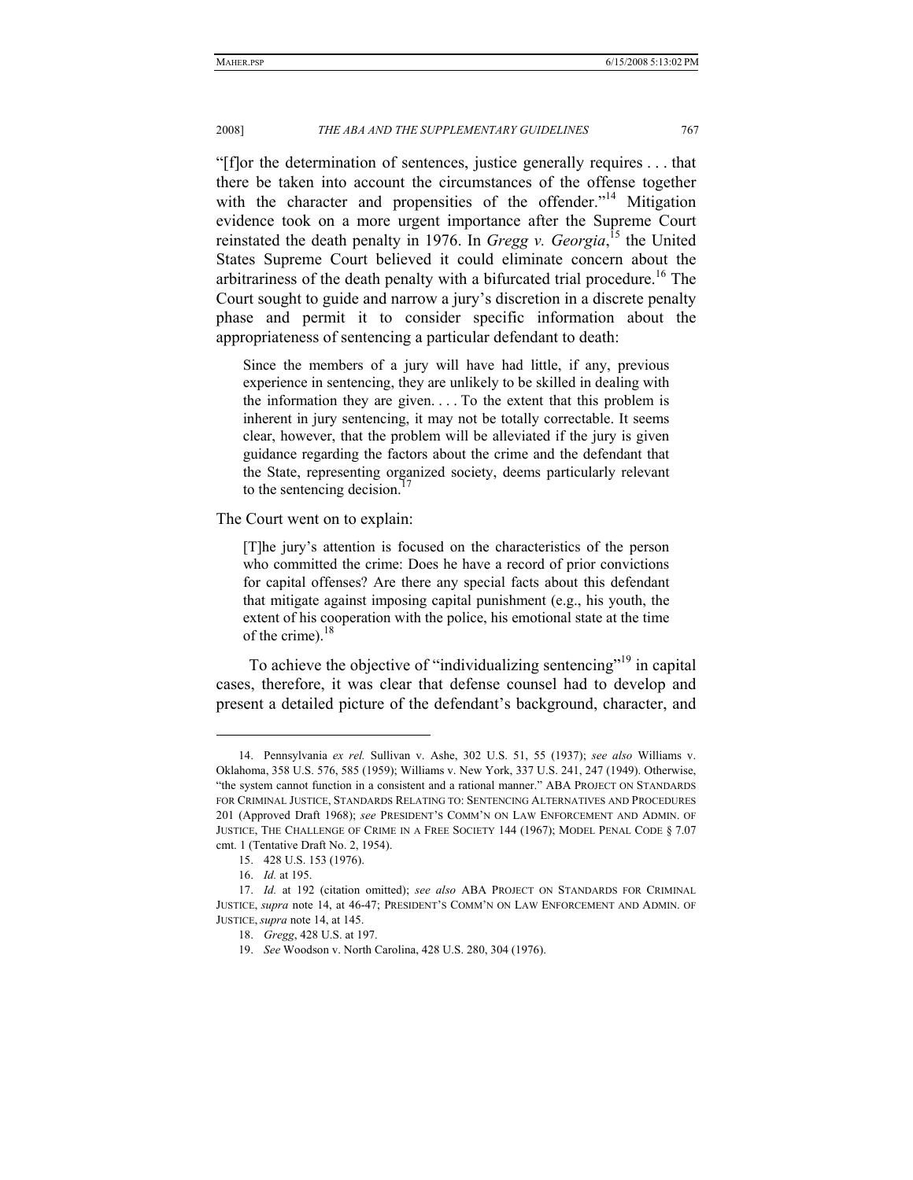"[f]or the determination of sentences, justice generally requires . . . that there be taken into account the circumstances of the offense together with the character and propensities of the offender."[14] Mitigation evidence took on a more urgent importance after the Supreme Court reinstated the death penalty in 1976. In *Gregg v. Georgia*,[15] the United States Supreme Court believed it could eliminate concern about the arbitrariness of the death penalty with a bifurcated trial procedure.[16] The Court sought to guide and narrow a jury's discretion in a discrete penalty phase and permit it to consider specific information about the appropriateness of sentencing a particular defendant to death:

> Since the members of a jury will have had little, if any, previous experience in sentencing, they are unlikely to be skilled in dealing with the information they are given. . . . To the extent that this problem is inherent in jury sentencing, it may not be totally correctable. It seems clear, however, that the problem will be alleviated if the jury is given guidance regarding the factors about the crime and the defendant that the State, representing organized society, deems particularly relevant to the sentencing decision.[17]

The Court went on to explain:

> [T]he jury's attention is focused on the characteristics of the person who committed the crime: Does he have a record of prior convictions for capital offenses? Are there any special facts about this defendant that mitigate against imposing capital punishment (e.g., his youth, the extent of his cooperation with the police, his emotional state at the time of the crime).[18]

To achieve the objective of "individualizing sentencing"[19] in capital cases, therefore, it was clear that defense counsel had to develop and present a detailed picture of the defendant's background, character, and

---

14. Pennsylvania *ex rel.* Sullivan v. Ashe, 302 U.S. 51, 55 (1937); *see also* Williams v. Oklahoma, 358 U.S. 576, 585 (1959); Williams v. New York, 337 U.S. 241, 247 (1949). Otherwise, "the system cannot function in a consistent and a rational manner." ABA PROJECT ON STANDARDS FOR CRIMINAL JUSTICE, STANDARDS RELATING TO: SENTENCING ALTERNATIVES AND PROCEDURES 201 (Approved Draft 1968); *see* PRESIDENT'S COMM'N ON LAW ENFORCEMENT AND ADMIN. OF JUSTICE, THE CHALLENGE OF CRIME IN A FREE SOCIETY 144 (1967); MODEL PENAL CODE § 7.07 cmt. 1 (Tentative Draft No. 2, 1954).

15. 428 U.S. 153 (1976).

16. *Id.* at 195.

17. *Id.* at 192 (citation omitted); *see also* ABA PROJECT ON STANDARDS FOR CRIMINAL JUSTICE, *supra* note 14, at 46-47; PRESIDENT'S COMM'N ON LAW ENFORCEMENT AND ADMIN. OF JUSTICE, *supra* note 14, at 145.

18. *Gregg*, 428 U.S. at 197.

19. *See* Woodson v. North Carolina, 428 U.S. 280, 304 (1976).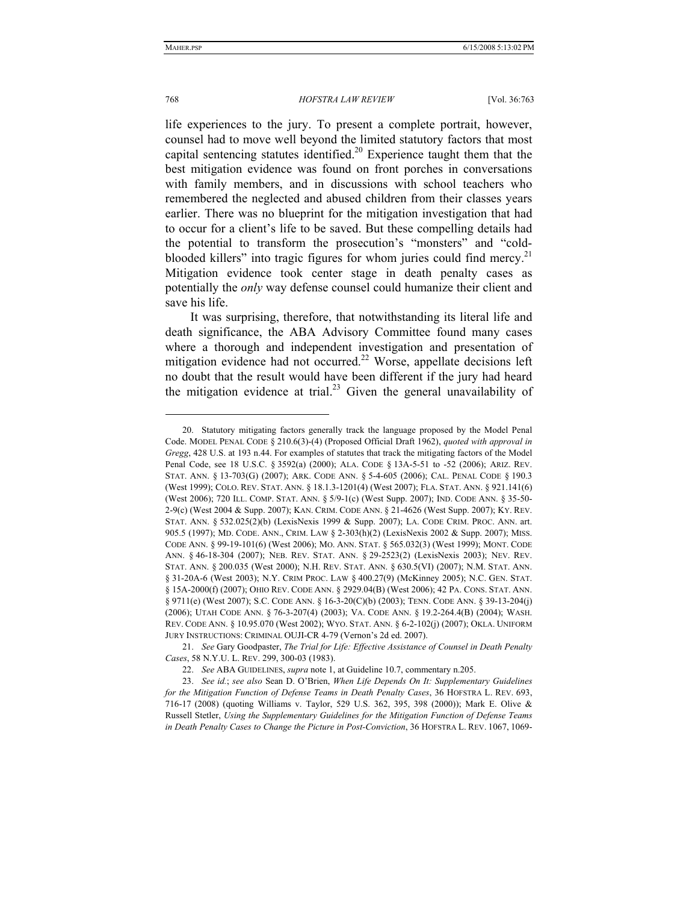life experiences to the jury. To present a complete portrait, however, counsel had to move well beyond the limited statutory factors that most capital sentencing statutes identified.[20] Experience taught them that the best mitigation evidence was found on front porches in conversations with family members, and in discussions with school teachers who remembered the neglected and abused children from their classes years earlier. There was no blueprint for the mitigation investigation that had to occur for a client's life to be saved. But these compelling details had the potential to transform the prosecution's "monsters" and "cold-blooded killers" into tragic figures for whom juries could find mercy.[21] Mitigation evidence took center stage in death penalty cases as potentially the *only* way defense counsel could humanize their client and save his life.

It was surprising, therefore, that notwithstanding its literal life and death significance, the ABA Advisory Committee found many cases where a thorough and independent investigation and presentation of mitigation evidence had not occurred.[22] Worse, appellate decisions left no doubt that the result would have been different if the jury had heard the mitigation evidence at trial.[23] Given the general unavailability of

---

20. Statutory mitigating factors generally track the language proposed by the Model Penal Code. MODEL PENAL CODE § 210.6(3)-(4) (Proposed Official Draft 1962), *quoted with approval in Gregg*, 428 U.S. at 193 n.44. For examples of statutes that track the mitigating factors of the Model Penal Code, see 18 U.S.C. § 3592(a) (2000); ALA. CODE § 13A-5-51 to -52 (2006); ARIZ. REV. STAT. ANN. § 13-703(G) (2007); ARK. CODE ANN. § 5-4-605 (2006); CAL. PENAL CODE § 190.3 (West 1999); COLO. REV. STAT. ANN. § 18.1.3-1201(4) (West 2007); FLA. STAT. ANN. § 921.141(6) (West 2006); 720 ILL. COMP. STAT. ANN. § 5/9-1(c) (West Supp. 2007); IND. CODE ANN. § 35-50-2-9(c) (West 2004 & Supp. 2007); KAN. CRIM. CODE ANN. § 21-4626 (West Supp. 2007); KY. REV. STAT. ANN. § 532.025(2)(b) (LexisNexis 1999 & Supp. 2007); LA. CODE CRIM. PROC. ANN. art. 905.5 (1997); MD. CODE. ANN., CRIM. LAW § 2-303(h)(2) (LexisNexis 2002 & Supp. 2007); MISS. CODE ANN. § 99-19-101(6) (West 2006); MO. ANN. STAT. § 565.032(3) (West 1999); MONT. CODE ANN. § 46-18-304 (2007); NEB. REV. STAT. ANN. § 29-2523(2) (LexisNexis 2003); NEV. REV. STAT. ANN. § 200.035 (West 2000); N.H. REV. STAT. ANN. § 630.5(VI) (2007); N.M. STAT. ANN. § 31-20A-6 (West 2003); N.Y. CRIM PROC. LAW § 400.27(9) (McKinney 2005); N.C. GEN. STAT. § 15A-2000(f) (2007); OHIO REV. CODE ANN. § 2929.04(B) (West 2006); 42 PA. CONS. STAT. ANN. § 9711(e) (West 2007); S.C. CODE ANN. § 16-3-20(C)(b) (2003); TENN. CODE ANN. § 39-13-204(j) (2006); UTAH CODE ANN. § 76-3-207(4) (2003); VA. CODE ANN. § 19.2-264.4(B) (2004); WASH. REV. CODE ANN. § 10.95.070 (West 2002); WYO. STAT. ANN. § 6-2-102(j) (2007); OKLA. UNIFORM JURY INSTRUCTIONS: CRIMINAL OUJI-CR 4-79 (Vernon's 2d ed. 2007).

21. *See* Gary Goodpaster, *The Trial for Life: Effective Assistance of Counsel in Death Penalty Cases*, 58 N.Y.U. L. REV. 299, 300-03 (1983).

22. *See* ABA GUIDELINES, *supra* note 1, at Guideline 10.7, commentary n.205.

23. *See id.*; *see also* Sean D. O'Brien, *When Life Depends On It: Supplementary Guidelines for the Mitigation Function of Defense Teams in Death Penalty Cases*, 36 HOFSTRA L. REV. 693, 716-17 (2008) (quoting Williams v. Taylor, 529 U.S. 362, 395, 398 (2000)); Mark E. Olive & Russell Stetler, *Using the Supplementary Guidelines for the Mitigation Function of Defense Teams in Death Penalty Cases to Change the Picture in Post-Conviction*, 36 HOFSTRA L. REV. 1067, 1069-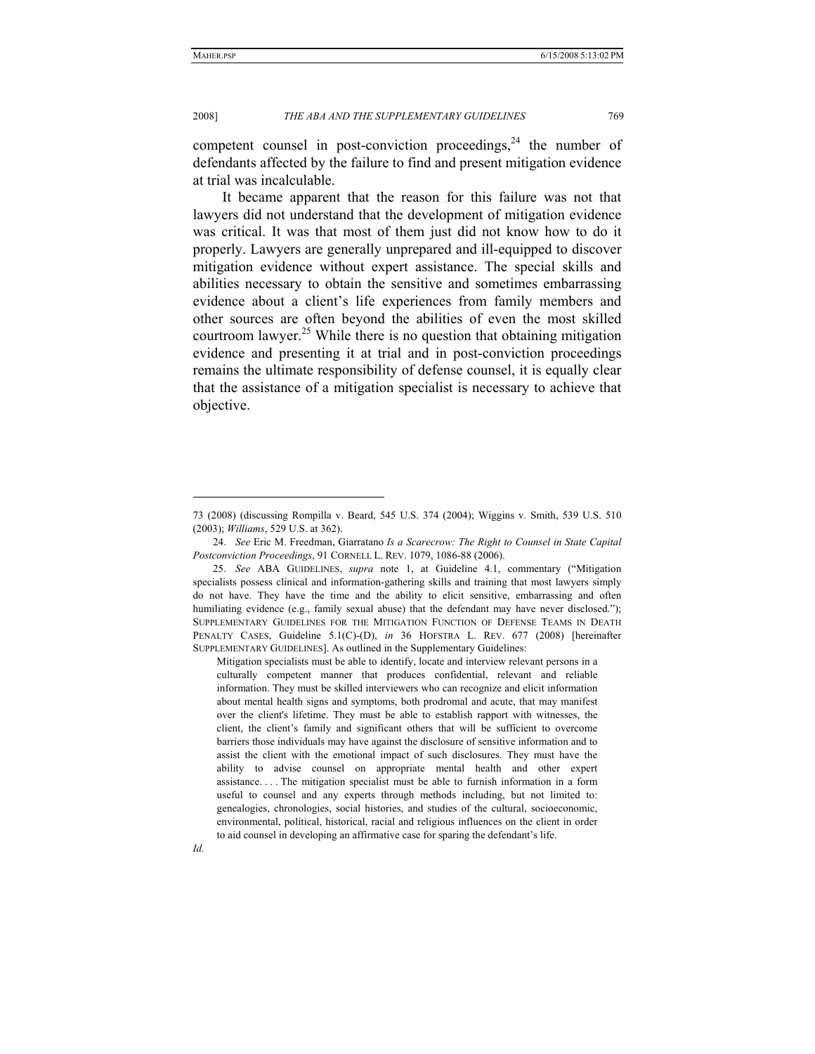competent counsel in post-conviction proceedings,[24] the number of defendants affected by the failure to find and present mitigation evidence at trial was incalculable.

It became apparent that the reason for this failure was not that lawyers did not understand that the development of mitigation evidence was critical. It was that most of them just did not know how to do it properly. Lawyers are generally unprepared and ill-equipped to discover mitigation evidence without expert assistance. The special skills and abilities necessary to obtain the sensitive and sometimes embarrassing evidence about a client's life experiences from family members and other sources are often beyond the abilities of even the most skilled courtroom lawyer.[25] While there is no question that obtaining mitigation evidence and presenting it at trial and in post-conviction proceedings remains the ultimate responsibility of defense counsel, it is equally clear that the assistance of a mitigation specialist is necessary to achieve that objective.

---

73 (2008) (discussing Rompilla v. Beard, 545 U.S. 374 (2004); Wiggins v. Smith, 539 U.S. 510 (2003); *Williams*, 529 U.S. at 362).

24. *See* Eric M. Freedman, Giarratano *Is a Scarecrow: The Right to Counsel in State Capital Postconviction Proceedings*, 91 CORNELL L. REV. 1079, 1086-88 (2006).

25. *See* ABA GUIDELINES, *supra* note 1, at Guideline 4.1, commentary ("Mitigation specialists possess clinical and information-gathering skills and training that most lawyers simply do not have. They have the time and the ability to elicit sensitive, embarrassing and often humiliating evidence (e.g., family sexual abuse) that the defendant may have never disclosed."); SUPPLEMENTARY GUIDELINES FOR THE MITIGATION FUNCTION OF DEFENSE TEAMS IN DEATH PENALTY CASES, Guideline 5.1(C)-(D), *in* 36 HOFSTRA L. REV. 677 (2008) [hereinafter SUPPLEMENTARY GUIDELINES]. As outlined in the Supplementary Guidelines:

> Mitigation specialists must be able to identify, locate and interview relevant persons in a culturally competent manner that produces confidential, relevant and reliable information. They must be skilled interviewers who can recognize and elicit information about mental health signs and symptoms, both prodromal and acute, that may manifest over the client's lifetime. They must be able to establish rapport with witnesses, the client, the client's family and significant others that will be sufficient to overcome barriers those individuals may have against the disclosure of sensitive information and to assist the client with the emotional impact of such disclosures. They must have the ability to advise counsel on appropriate mental health and other expert assistance. . . . The mitigation specialist must be able to furnish information in a form useful to counsel and any experts through methods including, but not limited to: genealogies, chronologies, social histories, and studies of the cultural, socioeconomic, environmental, political, historical, racial and religious influences on the client in order to aid counsel in developing an affirmative case for sparing the defendant's life.

*Id.*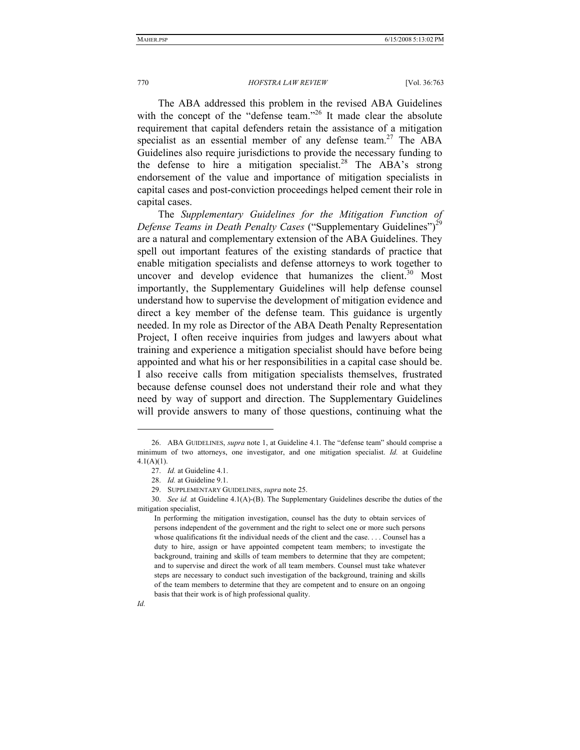The ABA addressed this problem in the revised ABA Guidelines with the concept of the "defense team."[26] It made clear the absolute requirement that capital defenders retain the assistance of a mitigation specialist as an essential member of any defense team.[27] The ABA Guidelines also require jurisdictions to provide the necessary funding to the defense to hire a mitigation specialist.[28] The ABA's strong endorsement of the value and importance of mitigation specialists in capital cases and post-conviction proceedings helped cement their role in capital cases.

The *Supplementary Guidelines for the Mitigation Function of Defense Teams in Death Penalty Cases* ("Supplementary Guidelines")[29] are a natural and complementary extension of the ABA Guidelines. They spell out important features of the existing standards of practice that enable mitigation specialists and defense attorneys to work together to uncover and develop evidence that humanizes the client.[30] Most importantly, the Supplementary Guidelines will help defense counsel understand how to supervise the development of mitigation evidence and direct a key member of the defense team. This guidance is urgently needed. In my role as Director of the ABA Death Penalty Representation Project, I often receive inquiries from judges and lawyers about what training and experience a mitigation specialist should have before being appointed and what his or her responsibilities in a capital case should be. I also receive calls from mitigation specialists themselves, frustrated because defense counsel does not understand their role and what they need by way of support and direction. The Supplementary Guidelines will provide answers to many of those questions, continuing what the

---

26. ABA GUIDELINES, *supra* note 1, at Guideline 4.1. The "defense team" should comprise a minimum of two attorneys, one investigator, and one mitigation specialist. *Id.* at Guideline 4.1(A)(1).

27. *Id.* at Guideline 4.1.

28. *Id.* at Guideline 9.1.

29. SUPPLEMENTARY GUIDELINES, *supra* note 25.

30. *See id.* at Guideline 4.1(A)-(B). The Supplementary Guidelines describe the duties of the mitigation specialist,

> In performing the mitigation investigation, counsel has the duty to obtain services of persons independent of the government and the right to select one or more such persons whose qualifications fit the individual needs of the client and the case. . . . Counsel has a duty to hire, assign or have appointed competent team members; to investigate the background, training and skills of team members to determine that they are competent; and to supervise and direct the work of all team members. Counsel must take whatever steps are necessary to conduct such investigation of the background, training and skills of the team members to determine that they are competent and to ensure on an ongoing basis that their work is of high professional quality.

*Id.*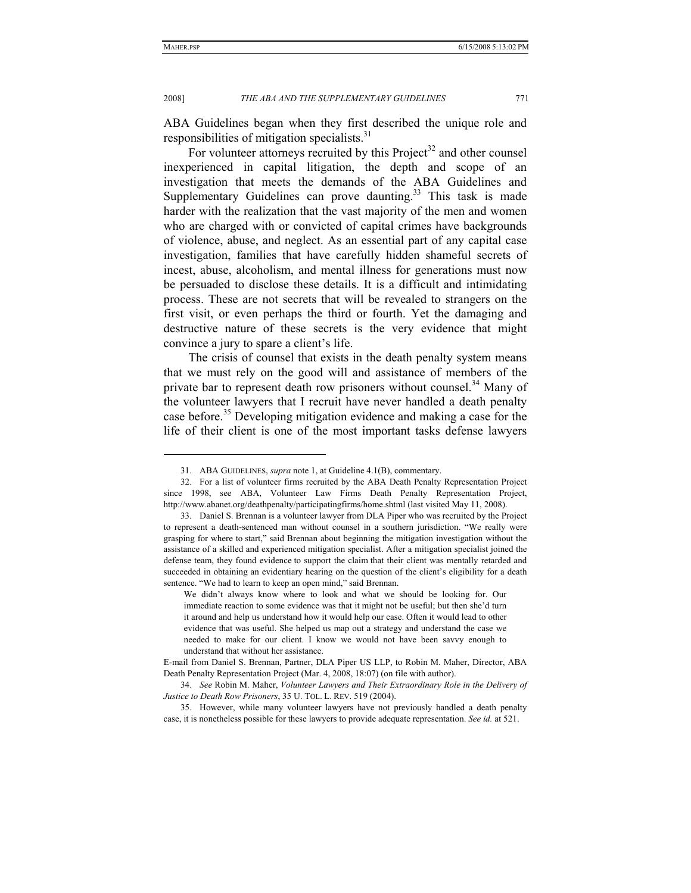ABA Guidelines began when they first described the unique role and responsibilities of mitigation specialists.[31]

For volunteer attorneys recruited by this Project[32] and other counsel inexperienced in capital litigation, the depth and scope of an investigation that meets the demands of the ABA Guidelines and Supplementary Guidelines can prove daunting.[33] This task is made harder with the realization that the vast majority of the men and women who are charged with or convicted of capital crimes have backgrounds of violence, abuse, and neglect. As an essential part of any capital case investigation, families that have carefully hidden shameful secrets of incest, abuse, alcoholism, and mental illness for generations must now be persuaded to disclose these details. It is a difficult and intimidating process. These are not secrets that will be revealed to strangers on the first visit, or even perhaps the third or fourth. Yet the damaging and destructive nature of these secrets is the very evidence that might convince a jury to spare a client's life.

The crisis of counsel that exists in the death penalty system means that we must rely on the good will and assistance of members of the private bar to represent death row prisoners without counsel.[34] Many of the volunteer lawyers that I recruit have never handled a death penalty case before.[35] Developing mitigation evidence and making a case for the life of their client is one of the most important tasks defense lawyers

---

31. ABA GUIDELINES, *supra* note 1, at Guideline 4.1(B), commentary.

32. For a list of volunteer firms recruited by the ABA Death Penalty Representation Project since 1998, see ABA, Volunteer Law Firms Death Penalty Representation Project, http://www.abanet.org/deathpenalty/participatingfirms/home.shtml (last visited May 11, 2008).

33. Daniel S. Brennan is a volunteer lawyer from DLA Piper who was recruited by the Project to represent a death-sentenced man without counsel in a southern jurisdiction. "We really were grasping for where to start," said Brennan about beginning the mitigation investigation without the assistance of a skilled and experienced mitigation specialist. After a mitigation specialist joined the defense team, they found evidence to support the claim that their client was mentally retarded and succeeded in obtaining an evidentiary hearing on the question of the client's eligibility for a death sentence. "We had to learn to keep an open mind," said Brennan.

> We didn't always know where to look and what we should be looking for. Our immediate reaction to some evidence was that it might not be useful; but then she'd turn it around and help us understand how it would help our case. Often it would lead to other evidence that was useful. She helped us map out a strategy and understand the case we needed to make for our client. I know we would not have been savvy enough to understand that without her assistance.

E-mail from Daniel S. Brennan, Partner, DLA Piper US LLP, to Robin M. Maher, Director, ABA Death Penalty Representation Project (Mar. 4, 2008, 18:07) (on file with author).

34. *See* Robin M. Maher, *Volunteer Lawyers and Their Extraordinary Role in the Delivery of Justice to Death Row Prisoners*, 35 U. TOL. L. REV. 519 (2004).

35. However, while many volunteer lawyers have not previously handled a death penalty case, it is nonetheless possible for these lawyers to provide adequate representation. *See id.* at 521.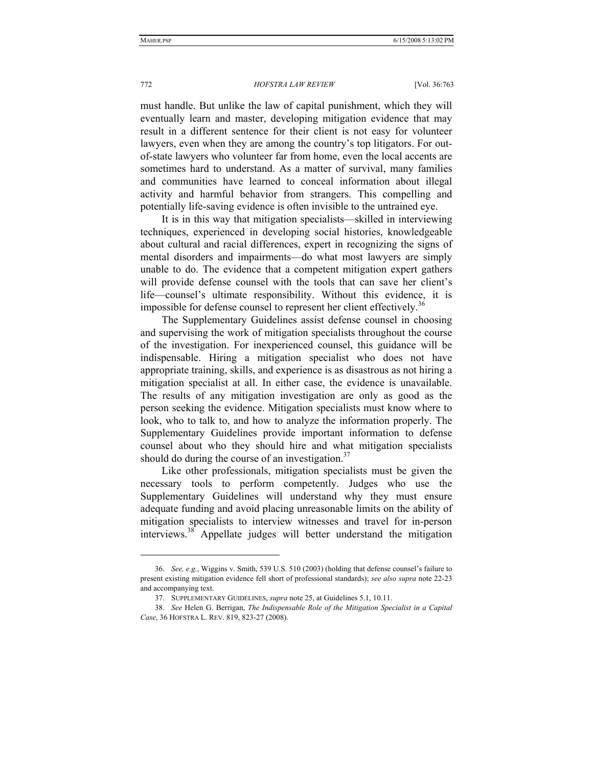must handle. But unlike the law of capital punishment, which they will eventually learn and master, developing mitigation evidence that may result in a different sentence for their client is not easy for volunteer lawyers, even when they are among the country's top litigators. For out-of-state lawyers who volunteer far from home, even the local accents are sometimes hard to understand. As a matter of survival, many families and communities have learned to conceal information about illegal activity and harmful behavior from strangers. This compelling and potentially life-saving evidence is often invisible to the untrained eye.

It is in this way that mitigation specialists—skilled in interviewing techniques, experienced in developing social histories, knowledgeable about cultural and racial differences, expert in recognizing the signs of mental disorders and impairments—do what most lawyers are simply unable to do. The evidence that a competent mitigation expert gathers will provide defense counsel with the tools that can save her client's life—counsel's ultimate responsibility. Without this evidence, it is impossible for defense counsel to represent her client effectively.[36]

The Supplementary Guidelines assist defense counsel in choosing and supervising the work of mitigation specialists throughout the course of the investigation. For inexperienced counsel, this guidance will be indispensable. Hiring a mitigation specialist who does not have appropriate training, skills, and experience is as disastrous as not hiring a mitigation specialist at all. In either case, the evidence is unavailable. The results of any mitigation investigation are only as good as the person seeking the evidence. Mitigation specialists must know where to look, who to talk to, and how to analyze the information properly. The Supplementary Guidelines provide important information to defense counsel about who they should hire and what mitigation specialists should do during the course of an investigation.[37]

Like other professionals, mitigation specialists must be given the necessary tools to perform competently. Judges who use the Supplementary Guidelines will understand why they must ensure adequate funding and avoid placing unreasonable limits on the ability of mitigation specialists to interview witnesses and travel for in-person interviews.[38] Appellate judges will better understand the mitigation

---

36. *See, e.g.*, Wiggins v. Smith, 539 U.S. 510 (2003) (holding that defense counsel's failure to present existing mitigation evidence fell short of professional standards); *see also supra* note 22-23 and accompanying text.

37. SUPPLEMENTARY GUIDELINES, *supra* note 25, at Guidelines 5.1, 10.11.

38. *See* Helen G. Berrigan, *The Indispensable Role of the Mitigation Specialist in a Capital Case*, 36 HOFSTRA L. REV. 819, 823-27 (2008).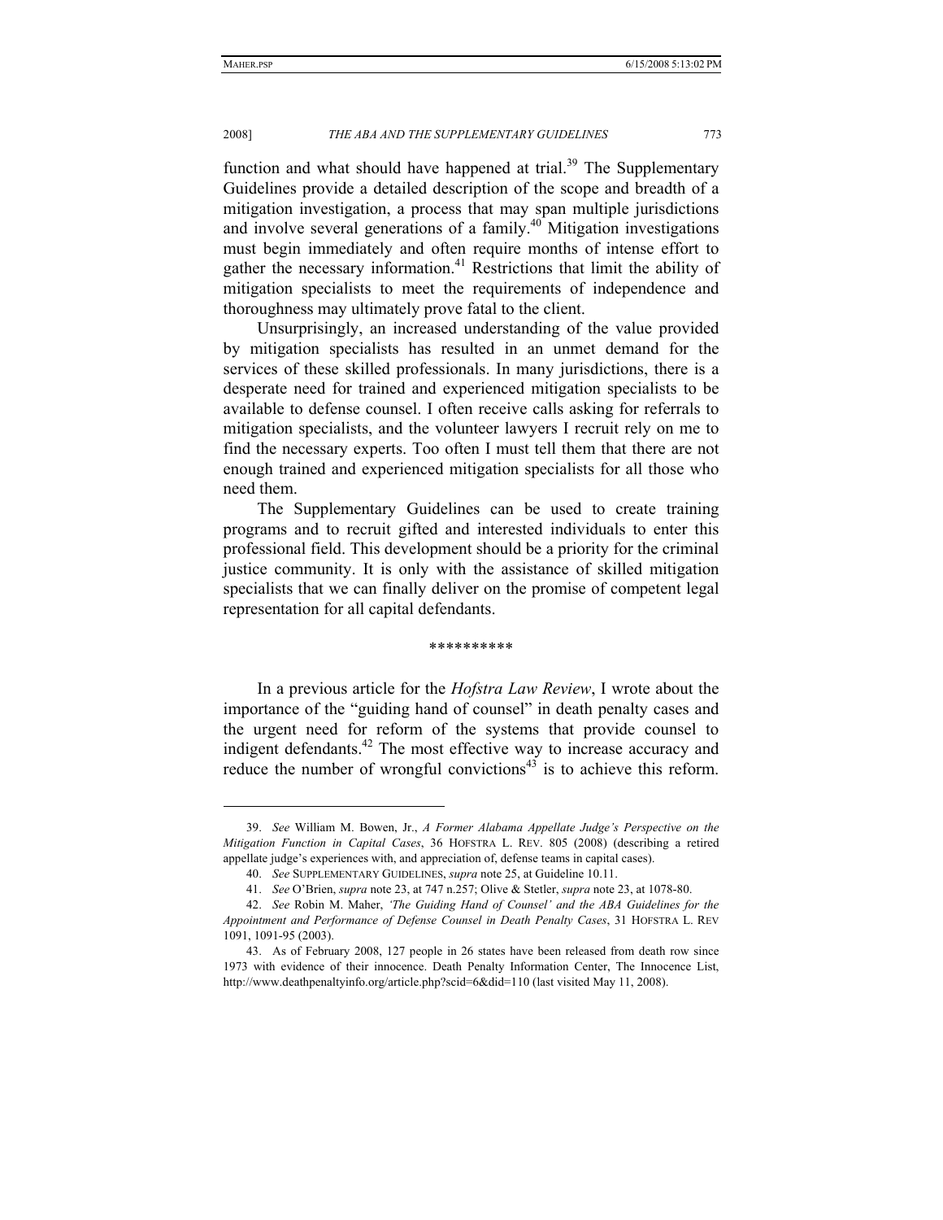function and what should have happened at trial.[39] The Supplementary Guidelines provide a detailed description of the scope and breadth of a mitigation investigation, a process that may span multiple jurisdictions and involve several generations of a family.[40] Mitigation investigations must begin immediately and often require months of intense effort to gather the necessary information.[41] Restrictions that limit the ability of mitigation specialists to meet the requirements of independence and thoroughness may ultimately prove fatal to the client.

Unsurprisingly, an increased understanding of the value provided by mitigation specialists has resulted in an unmet demand for the services of these skilled professionals. In many jurisdictions, there is a desperate need for trained and experienced mitigation specialists to be available to defense counsel. I often receive calls asking for referrals to mitigation specialists, and the volunteer lawyers I recruit rely on me to find the necessary experts. Too often I must tell them that there are not enough trained and experienced mitigation specialists for all those who need them.

The Supplementary Guidelines can be used to create training programs and to recruit gifted and interested individuals to enter this professional field. This development should be a priority for the criminal justice community. It is only with the assistance of skilled mitigation specialists that we can finally deliver on the promise of competent legal representation for all capital defendants.

**********

In a previous article for the *Hofstra Law Review*, I wrote about the importance of the "guiding hand of counsel" in death penalty cases and the urgent need for reform of the systems that provide counsel to indigent defendants.[42] The most effective way to increase accuracy and reduce the number of wrongful convictions[43] is to achieve this reform.

---

39. *See* William M. Bowen, Jr., *A Former Alabama Appellate Judge's Perspective on the Mitigation Function in Capital Cases*, 36 HOFSTRA L. REV. 805 (2008) (describing a retired appellate judge's experiences with, and appreciation of, defense teams in capital cases).

40. *See* SUPPLEMENTARY GUIDELINES, *supra* note 25, at Guideline 10.11.

41. *See* O'Brien, *supra* note 23, at 747 n.257; Olive & Stetler, *supra* note 23, at 1078-80.

42. *See* Robin M. Maher, *'The Guiding Hand of Counsel' and the ABA Guidelines for the Appointment and Performance of Defense Counsel in Death Penalty Cases*, 31 HOFSTRA L. REV 1091, 1091-95 (2003).

43. As of February 2008, 127 people in 26 states have been released from death row since 1973 with evidence of their innocence. Death Penalty Information Center, The Innocence List, http://www.deathpenaltyinfo.org/article.php?scid=6&did=110 (last visited May 11, 2008).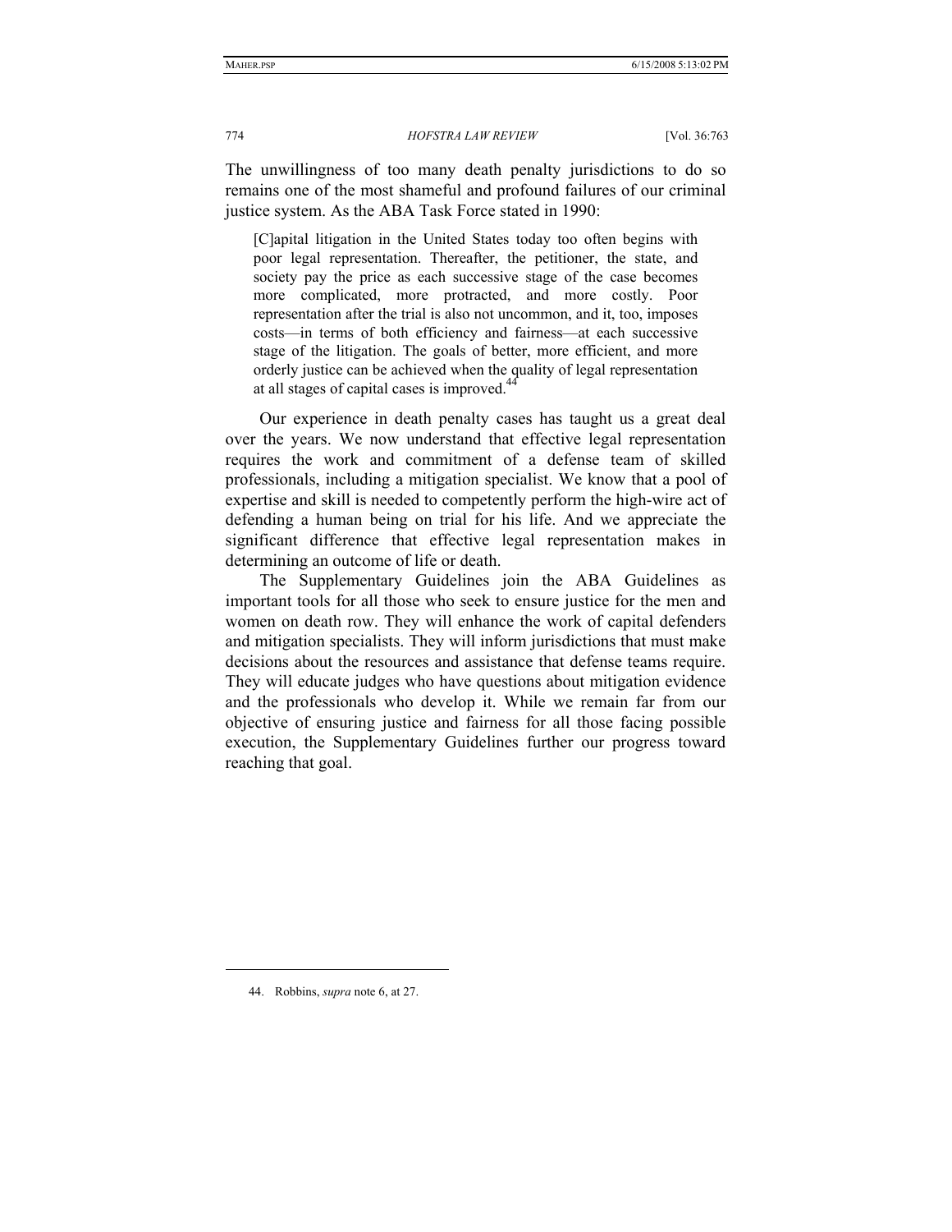The unwillingness of too many death penalty jurisdictions to do so remains one of the most shameful and profound failures of our criminal justice system. As the ABA Task Force stated in 1990:

> [C]apital litigation in the United States today too often begins with poor legal representation. Thereafter, the petitioner, the state, and society pay the price as each successive stage of the case becomes more complicated, more protracted, and more costly. Poor representation after the trial is also not uncommon, and it, too, imposes costs—in terms of both efficiency and fairness—at each successive stage of the litigation. The goals of better, more efficient, and more orderly justice can be achieved when the quality of legal representation at all stages of capital cases is improved.[44]

Our experience in death penalty cases has taught us a great deal over the years. We now understand that effective legal representation requires the work and commitment of a defense team of skilled professionals, including a mitigation specialist. We know that a pool of expertise and skill is needed to competently perform the high-wire act of defending a human being on trial for his life. And we appreciate the significant difference that effective legal representation makes in determining an outcome of life or death.

The Supplementary Guidelines join the ABA Guidelines as important tools for all those who seek to ensure justice for the men and women on death row. They will enhance the work of capital defenders and mitigation specialists. They will inform jurisdictions that must make decisions about the resources and assistance that defense teams require. They will educate judges who have questions about mitigation evidence and the professionals who develop it. While we remain far from our objective of ensuring justice and fairness for all those facing possible execution, the Supplementary Guidelines further our progress toward reaching that goal.

---

44. Robbins, *supra* note 6, at 27.